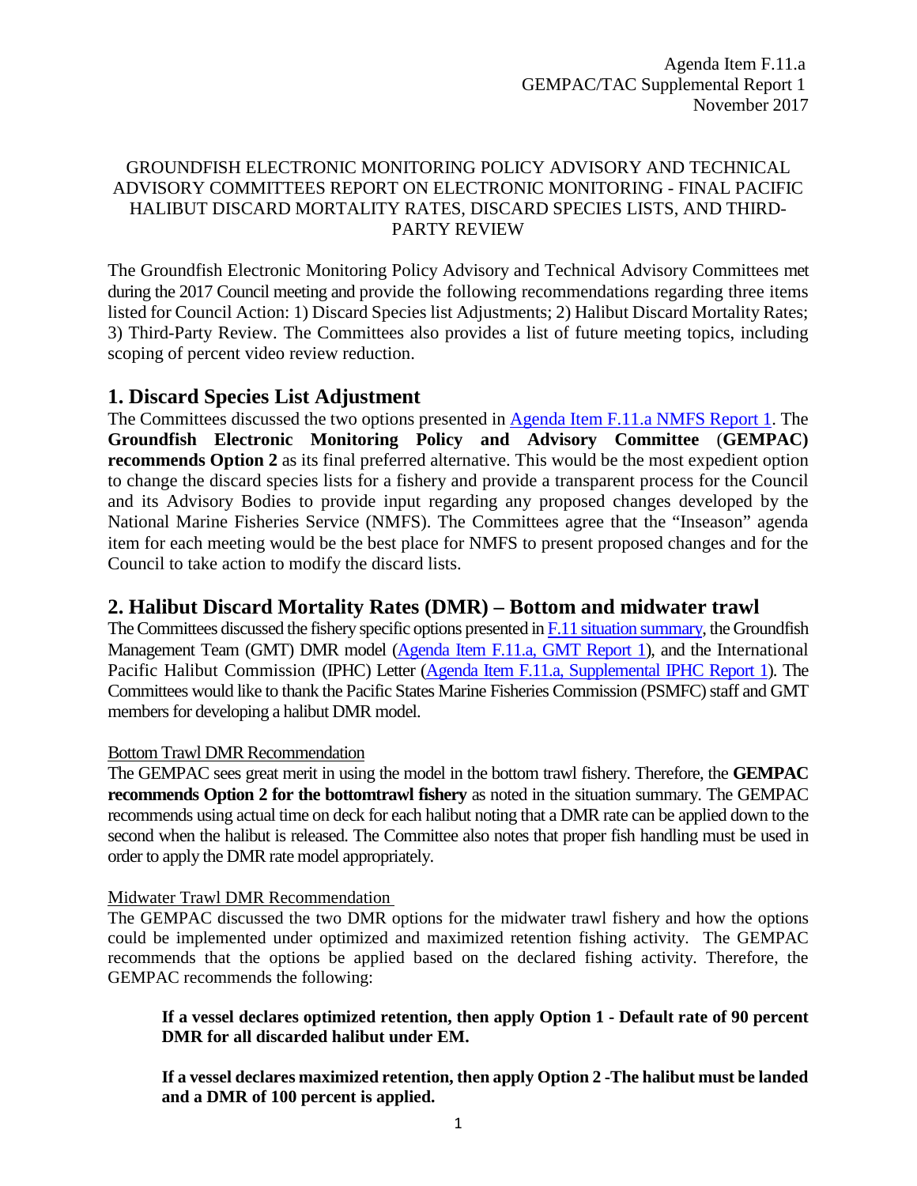Agenda Item F.11.a
GEMPAC/TAC Supplemental Report 1
November 2017

GROUNDFISH ELECTRONIC MONITORING POLICY ADVISORY AND TECHNICAL ADVISORY COMMITTEES REPORT ON ELECTRONIC MONITORING - FINAL PACIFIC HALIBUT DISCARD MORTALITY RATES, DISCARD SPECIES LISTS, AND THIRD-PARTY REVIEW

The Groundfish Electronic Monitoring Policy Advisory and Technical Advisory Committees met during the 2017 Council meeting and provide the following recommendations regarding three items listed for Council Action: 1) Discard Species list Adjustments; 2) Halibut Discard Mortality Rates; 3) Third-Party Review. The Committees also provides a list of future meeting topics, including scoping of percent video review reduction.

## 1. Discard Species List Adjustment

The Committees discussed the two options presented in Agenda Item F.11.a NMFS Report 1. The **Groundfish Electronic Monitoring Policy and Advisory Committee (GEMPAC) recommends Option 2** as its final preferred alternative. This would be the most expedient option to change the discard species lists for a fishery and provide a transparent process for the Council and its Advisory Bodies to provide input regarding any proposed changes developed by the National Marine Fisheries Service (NMFS). The Committees agree that the "Inseason" agenda item for each meeting would be the best place for NMFS to present proposed changes and for the Council to take action to modify the discard lists.

## 2. Halibut Discard Mortality Rates (DMR) – Bottom and midwater trawl

The Committees discussed the fishery specific options presented in F.11 situation summary, the Groundfish Management Team (GMT) DMR model (Agenda Item F.11.a, GMT Report 1), and the International Pacific Halibut Commission (IPHC) Letter (Agenda Item F.11.a, Supplemental IPHC Report 1). The Committees would like to thank the Pacific States Marine Fisheries Commission (PSMFC) staff and GMT members for developing a halibut DMR model.

Bottom Trawl DMR Recommendation

The GEMPAC sees great merit in using the model in the bottom trawl fishery. Therefore, the **GEMPAC recommends Option 2 for the bottomtrawl fishery** as noted in the situation summary. The GEMPAC recommends using actual time on deck for each halibut noting that a DMR rate can be applied down to the second when the halibut is released. The Committee also notes that proper fish handling must be used in order to apply the DMR rate model appropriately.

Midwater Trawl DMR Recommendation

The GEMPAC discussed the two DMR options for the midwater trawl fishery and how the options could be implemented under optimized and maximized retention fishing activity. The GEMPAC recommends that the options be applied based on the declared fishing activity. Therefore, the GEMPAC recommends the following:

**If a vessel declares optimized retention, then apply Option 1 - Default rate of 90 percent DMR for all discarded halibut under EM.**

**If a vessel declares maximized retention, then apply Option 2 -The halibut must be landed and a DMR of 100 percent is applied.**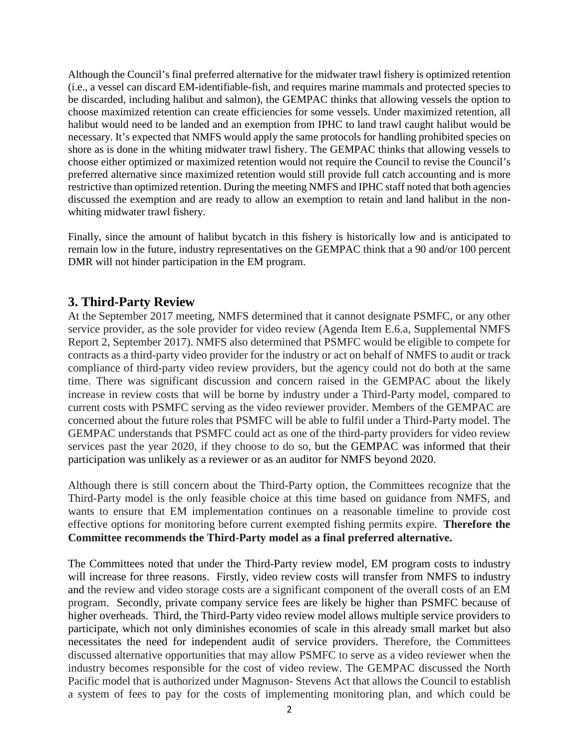Although the Council's final preferred alternative for the midwater trawl fishery is optimized retention (i.e., a vessel can discard EM-identifiable-fish, and requires marine mammals and protected species to be discarded, including halibut and salmon), the GEMPAC thinks that allowing vessels the option to choose maximized retention can create efficiencies for some vessels. Under maximized retention, all halibut would need to be landed and an exemption from IPHC to land trawl caught halibut would be necessary. It's expected that NMFS would apply the same protocols for handling prohibited species on shore as is done in the whiting midwater trawl fishery. The GEMPAC thinks that allowing vessels to choose either optimized or maximized retention would not require the Council to revise the Council's preferred alternative since maximized retention would still provide full catch accounting and is more restrictive than optimized retention. During the meeting NMFS and IPHC staff noted that both agencies discussed the exemption and are ready to allow an exemption to retain and land halibut in the non-whiting midwater trawl fishery.

Finally, since the amount of halibut bycatch in this fishery is historically low and is anticipated to remain low in the future, industry representatives on the GEMPAC think that a 90 and/or 100 percent DMR will not hinder participation in the EM program.

## 3. Third-Party Review

At the September 2017 meeting, NMFS determined that it cannot designate PSMFC, or any other service provider, as the sole provider for video review (Agenda Item E.6.a, Supplemental NMFS Report 2, September 2017). NMFS also determined that PSMFC would be eligible to compete for contracts as a third-party video provider for the industry or act on behalf of NMFS to audit or track compliance of third-party video review providers, but the agency could not do both at the same time. There was significant discussion and concern raised in the GEMPAC about the likely increase in review costs that will be borne by industry under a Third-Party model, compared to current costs with PSMFC serving as the video reviewer provider. Members of the GEMPAC are concerned about the future roles that PSMFC will be able to fulfil under a Third-Party model. The GEMPAC understands that PSMFC could act as one of the third-party providers for video review services past the year 2020, if they choose to do so, but the GEMPAC was informed that their participation was unlikely as a reviewer or as an auditor for NMFS beyond 2020.

Although there is still concern about the Third-Party option, the Committees recognize that the Third-Party model is the only feasible choice at this time based on guidance from NMFS, and wants to ensure that EM implementation continues on a reasonable timeline to provide cost effective options for monitoring before current exempted fishing permits expire. **Therefore the Committee recommends the Third-Party model as a final preferred alternative.**

The Committees noted that under the Third-Party review model, EM program costs to industry will increase for three reasons. Firstly, video review costs will transfer from NMFS to industry and the review and video storage costs are a significant component of the overall costs of an EM program. Secondly, private company service fees are likely be higher than PSMFC because of higher overheads. Third, the Third-Party video review model allows multiple service providers to participate, which not only diminishes economies of scale in this already small market but also necessitates the need for independent audit of service providers. Therefore, the Committees discussed alternative opportunities that may allow PSMFC to serve as a video reviewer when the industry becomes responsible for the cost of video review. The GEMPAC discussed the North Pacific model that is authorized under Magnuson- Stevens Act that allows the Council to establish a system of fees to pay for the costs of implementing monitoring plan, and which could be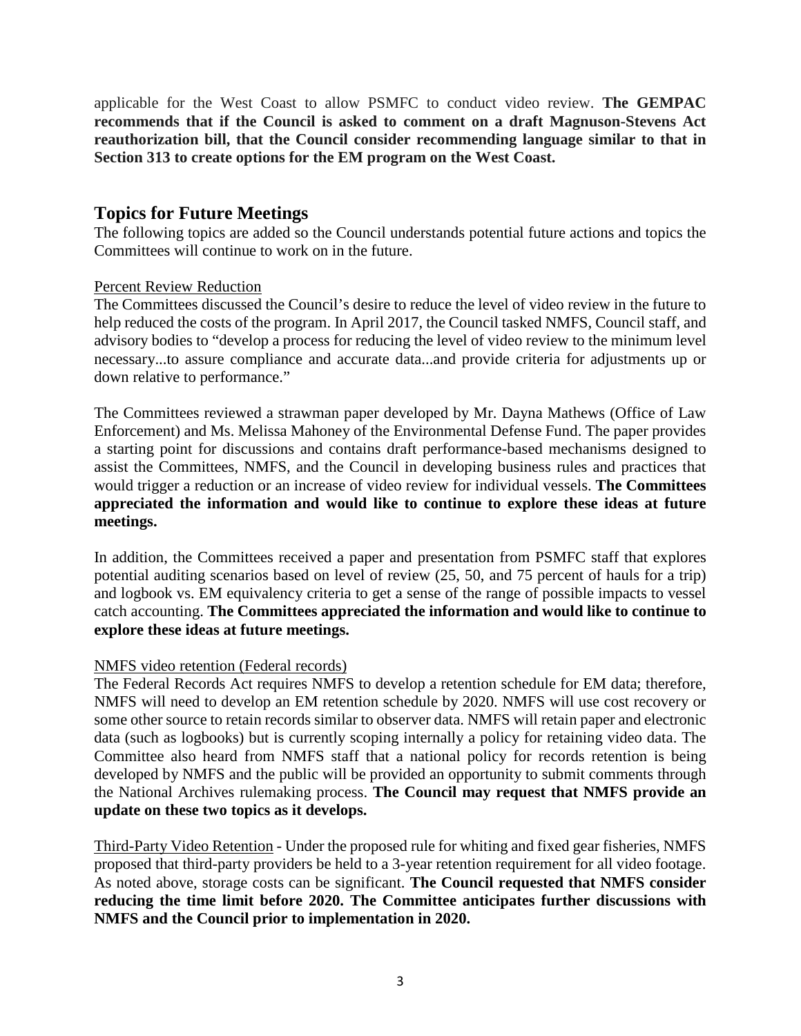applicable for the West Coast to allow PSMFC to conduct video review. **The GEMPAC recommends that if the Council is asked to comment on a draft Magnuson-Stevens Act reauthorization bill, that the Council consider recommending language similar to that in Section 313 to create options for the EM program on the West Coast.**

## Topics for Future Meetings

The following topics are added so the Council understands potential future actions and topics the Committees will continue to work on in the future.

Percent Review Reduction

The Committees discussed the Council's desire to reduce the level of video review in the future to help reduced the costs of the program. In April 2017, the Council tasked NMFS, Council staff, and advisory bodies to "develop a process for reducing the level of video review to the minimum level necessary...to assure compliance and accurate data...and provide criteria for adjustments up or down relative to performance."

The Committees reviewed a strawman paper developed by Mr. Dayna Mathews (Office of Law Enforcement) and Ms. Melissa Mahoney of the Environmental Defense Fund. The paper provides a starting point for discussions and contains draft performance-based mechanisms designed to assist the Committees, NMFS, and the Council in developing business rules and practices that would trigger a reduction or an increase of video review for individual vessels. **The Committees appreciated the information and would like to continue to explore these ideas at future meetings.**

In addition, the Committees received a paper and presentation from PSMFC staff that explores potential auditing scenarios based on level of review (25, 50, and 75 percent of hauls for a trip) and logbook vs. EM equivalency criteria to get a sense of the range of possible impacts to vessel catch accounting. **The Committees appreciated the information and would like to continue to explore these ideas at future meetings.**

NMFS video retention (Federal records)

The Federal Records Act requires NMFS to develop a retention schedule for EM data; therefore, NMFS will need to develop an EM retention schedule by 2020. NMFS will use cost recovery or some other source to retain records similar to observer data. NMFS will retain paper and electronic data (such as logbooks) but is currently scoping internally a policy for retaining video data. The Committee also heard from NMFS staff that a national policy for records retention is being developed by NMFS and the public will be provided an opportunity to submit comments through the National Archives rulemaking process. **The Council may request that NMFS provide an update on these two topics as it develops.**

Third-Party Video Retention - Under the proposed rule for whiting and fixed gear fisheries, NMFS proposed that third-party providers be held to a 3-year retention requirement for all video footage. As noted above, storage costs can be significant. **The Council requested that NMFS consider reducing the time limit before 2020. The Committee anticipates further discussions with NMFS and the Council prior to implementation in 2020.**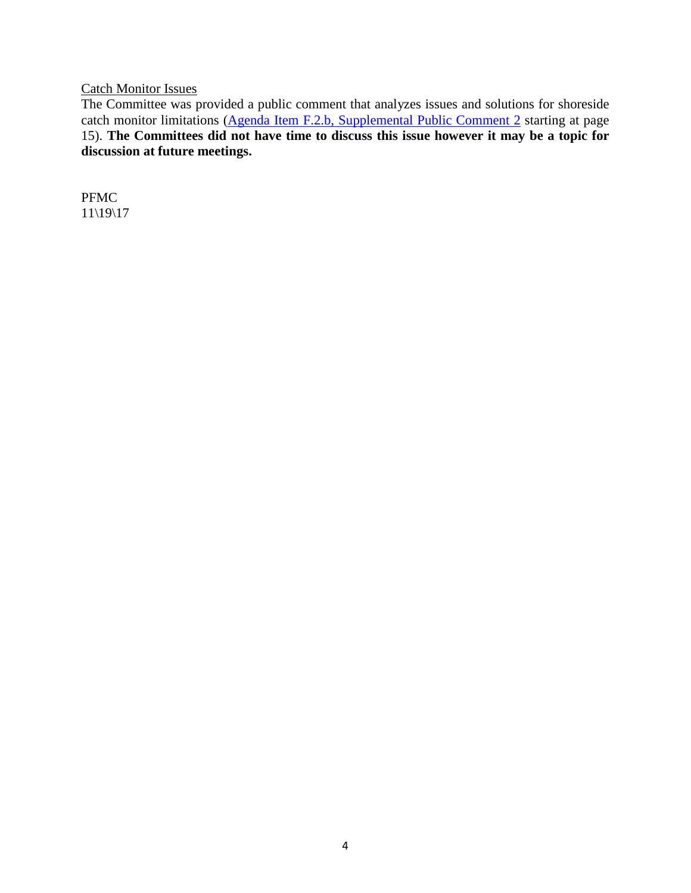Catch Monitor Issues

The Committee was provided a public comment that analyzes issues and solutions for shoreside catch monitor limitations (Agenda Item F.2.b, Supplemental Public Comment 2 starting at page 15). **The Committees did not have time to discuss this issue however it may be a topic for discussion at future meetings.**

PFMC
11\19\17